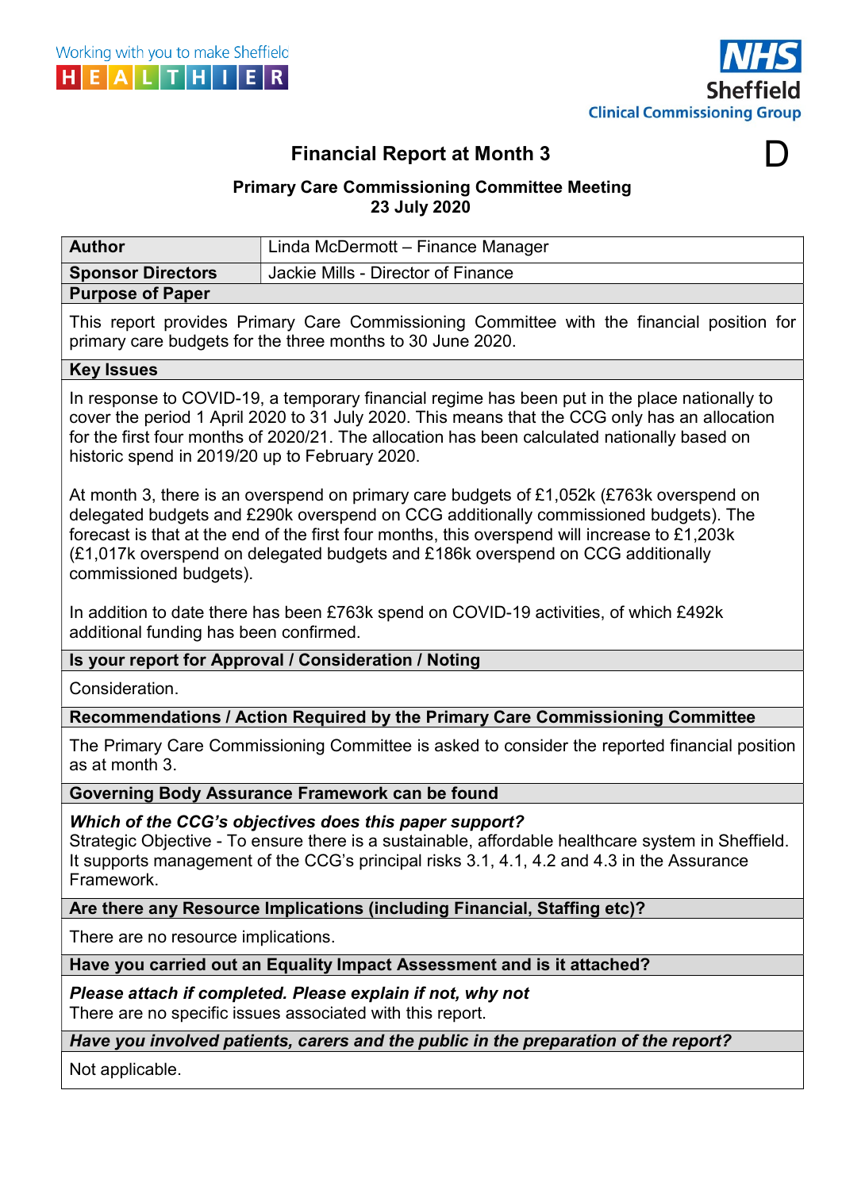Working with you to make Sheffield HEALTHIER

NHS Sheffield Clinical Commissioning Group

# Financial Report at Month 3

D

**Primary Care Commissioning Committee Meeting**
**23 July 2020**

| **Author** | Linda McDermott – Finance Manager |
|---|---|
| **Sponsor Directors** | Jackie Mills - Director of Finance |

**Purpose of Paper**

This report provides Primary Care Commissioning Committee with the financial position for primary care budgets for the three months to 30 June 2020.

**Key Issues**

In response to COVID-19, a temporary financial regime has been put in the place nationally to cover the period 1 April 2020 to 31 July 2020. This means that the CCG only has an allocation for the first four months of 2020/21. The allocation has been calculated nationally based on historic spend in 2019/20 up to February 2020.

At month 3, there is an overspend on primary care budgets of £1,052k (£763k overspend on delegated budgets and £290k overspend on CCG additionally commissioned budgets). The forecast is that at the end of the first four months, this overspend will increase to £1,203k (£1,017k overspend on delegated budgets and £186k overspend on CCG additionally commissioned budgets).

In addition to date there has been £763k spend on COVID-19 activities, of which £492k additional funding has been confirmed.

**Is your report for Approval / Consideration / Noting**

Consideration.

**Recommendations / Action Required by the Primary Care Commissioning Committee**

The Primary Care Commissioning Committee is asked to consider the reported financial position as at month 3.

**Governing Body Assurance Framework can be found**

***Which of the CCG's objectives does this paper support?***
Strategic Objective - To ensure there is a sustainable, affordable healthcare system in Sheffield. It supports management of the CCG's principal risks 3.1, 4.1, 4.2 and 4.3 in the Assurance Framework.

**Are there any Resource Implications (including Financial, Staffing etc)?**

There are no resource implications.

**Have you carried out an Equality Impact Assessment and is it attached?**

***Please attach if completed. Please explain if not, why not***
There are no specific issues associated with this report.

***Have you involved patients, carers and the public in the preparation of the report?***

Not applicable.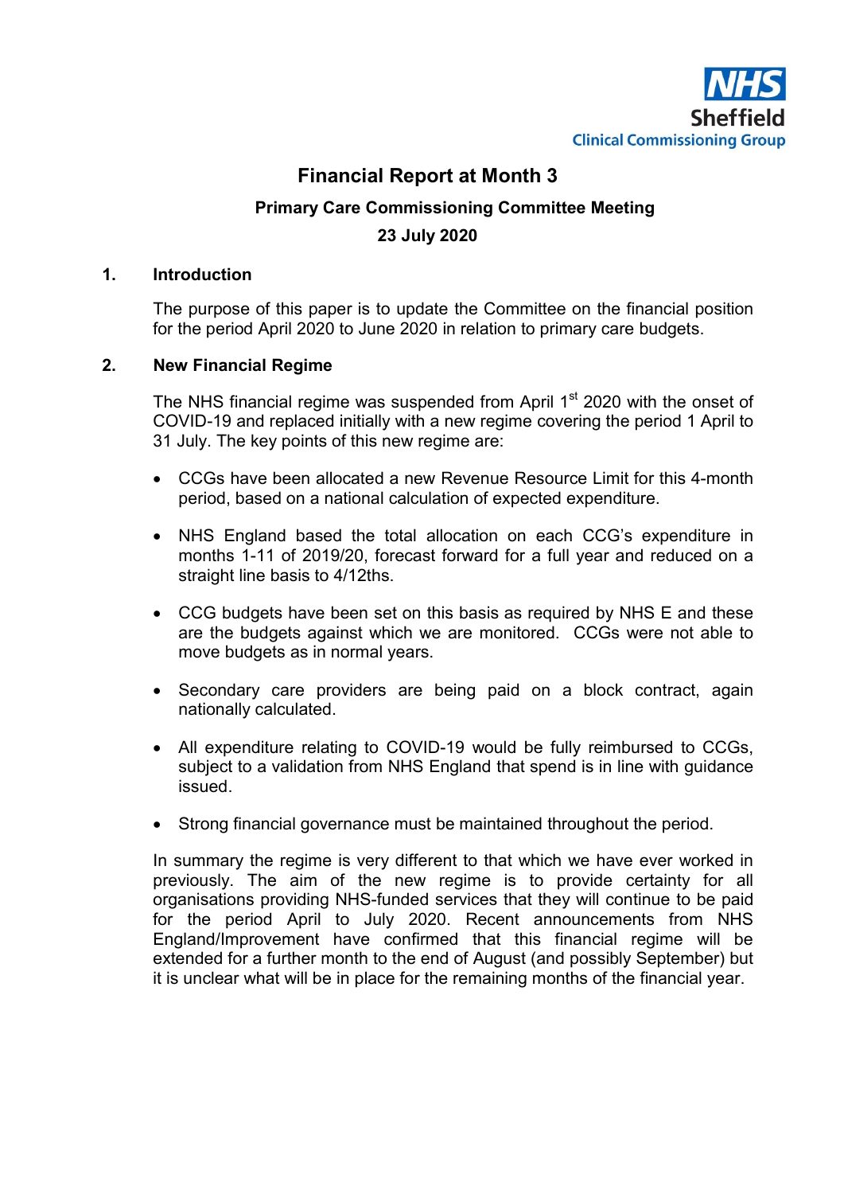NHS Sheffield Clinical Commissioning Group

# Financial Report at Month 3

## Primary Care Commissioning Committee Meeting

## 23 July 2020

### 1. Introduction

The purpose of this paper is to update the Committee on the financial position for the period April 2020 to June 2020 in relation to primary care budgets.

### 2. New Financial Regime

The NHS financial regime was suspended from April 1st 2020 with the onset of COVID-19 and replaced initially with a new regime covering the period 1 April to 31 July. The key points of this new regime are:

- CCGs have been allocated a new Revenue Resource Limit for this 4-month period, based on a national calculation of expected expenditure.
- NHS England based the total allocation on each CCG's expenditure in months 1-11 of 2019/20, forecast forward for a full year and reduced on a straight line basis to 4/12ths.
- CCG budgets have been set on this basis as required by NHS E and these are the budgets against which we are monitored. CCGs were not able to move budgets as in normal years.
- Secondary care providers are being paid on a block contract, again nationally calculated.
- All expenditure relating to COVID-19 would be fully reimbursed to CCGs, subject to a validation from NHS England that spend is in line with guidance issued.
- Strong financial governance must be maintained throughout the period.

In summary the regime is very different to that which we have ever worked in previously. The aim of the new regime is to provide certainty for all organisations providing NHS-funded services that they will continue to be paid for the period April to July 2020. Recent announcements from NHS England/Improvement have confirmed that this financial regime will be extended for a further month to the end of August (and possibly September) but it is unclear what will be in place for the remaining months of the financial year.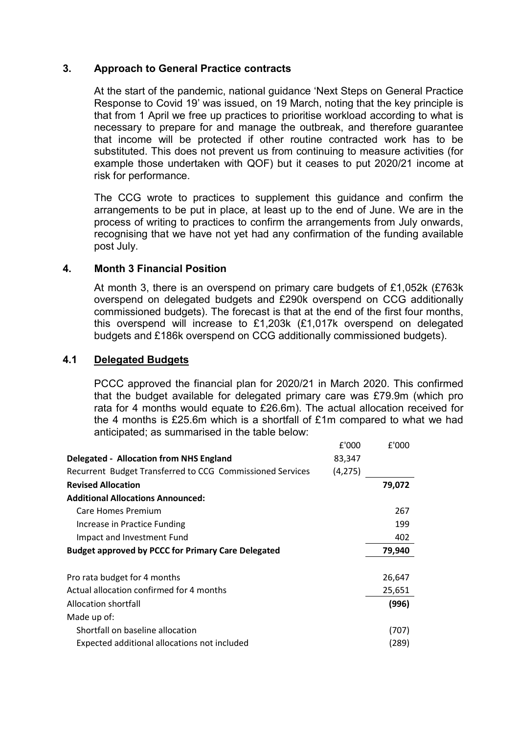## 3. Approach to General Practice contracts

At the start of the pandemic, national guidance 'Next Steps on General Practice Response to Covid 19' was issued, on 19 March, noting that the key principle is that from 1 April we free up practices to prioritise workload according to what is necessary to prepare for and manage the outbreak, and therefore guarantee that income will be protected if other routine contracted work has to be substituted. This does not prevent us from continuing to measure activities (for example those undertaken with QOF) but it ceases to put 2020/21 income at risk for performance.

The CCG wrote to practices to supplement this guidance and confirm the arrangements to be put in place, at least up to the end of June. We are in the process of writing to practices to confirm the arrangements from July onwards, recognising that we have not yet had any confirmation of the funding available post July.

## 4. Month 3 Financial Position

At month 3, there is an overspend on primary care budgets of £1,052k (£763k overspend on delegated budgets and £290k overspend on CCG additionally commissioned budgets). The forecast is that at the end of the first four months, this overspend will increase to £1,203k (£1,017k overspend on delegated budgets and £186k overspend on CCG additionally commissioned budgets).

### 4.1 Delegated Budgets

PCCC approved the financial plan for 2020/21 in March 2020. This confirmed that the budget available for delegated primary care was £79.9m (which pro rata for 4 months would equate to £26.6m). The actual allocation received for the 4 months is £25.6m which is a shortfall of £1m compared to what we had anticipated; as summarised in the table below:

| | £'000 | £'000 |
|---|---|---|
| **Delegated - Allocation from NHS England** | 83,347 | |
| Recurrent Budget Transferred to CCG Commissioned Services | (4,275) | |
| **Revised Allocation** | | **79,072** |
| **Additional Allocations Announced:** | | |
| Care Homes Premium | | 267 |
| Increase in Practice Funding | | 199 |
| Impact and Investment Fund | | 402 |
| **Budget approved by PCCC for Primary Care Delegated** | | **79,940** |
| | | |
| Pro rata budget for 4 months | | 26,647 |
| Actual allocation confirmed for 4 months | | 25,651 |
| Allocation shortfall | | **(996)** |
| Made up of: | | |
| Shortfall on baseline allocation | | (707) |
| Expected additional allocations not included | | (289) |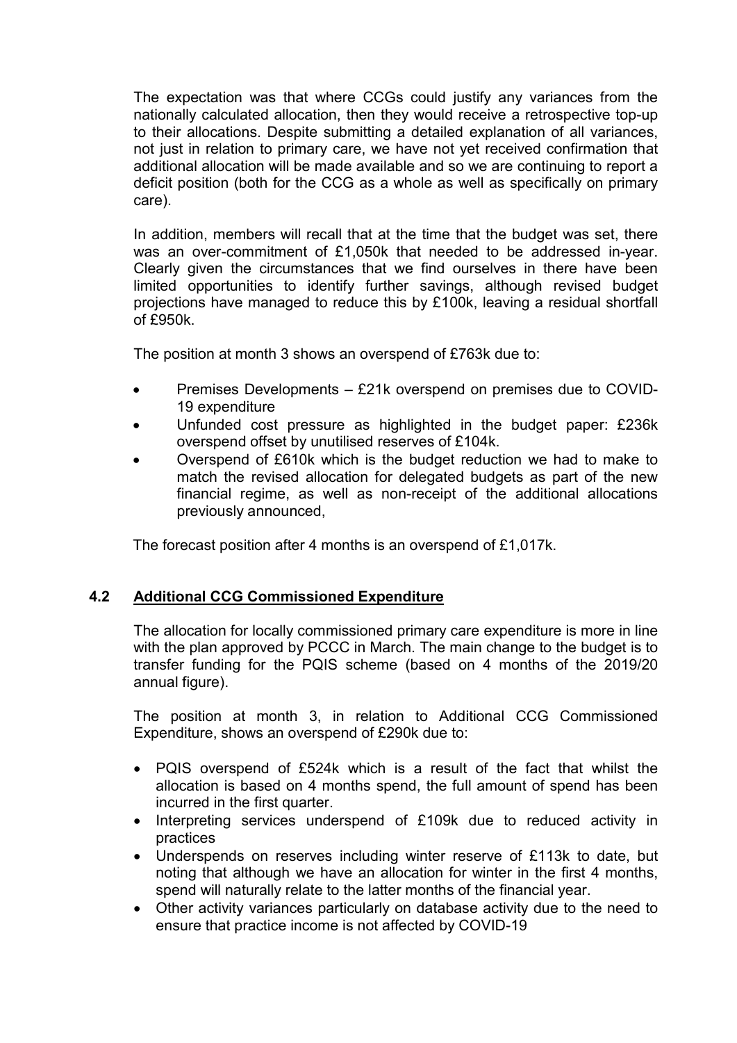The expectation was that where CCGs could justify any variances from the nationally calculated allocation, then they would receive a retrospective top-up to their allocations. Despite submitting a detailed explanation of all variances, not just in relation to primary care, we have not yet received confirmation that additional allocation will be made available and so we are continuing to report a deficit position (both for the CCG as a whole as well as specifically on primary care).

In addition, members will recall that at the time that the budget was set, there was an over-commitment of £1,050k that needed to be addressed in-year. Clearly given the circumstances that we find ourselves in there have been limited opportunities to identify further savings, although revised budget projections have managed to reduce this by £100k, leaving a residual shortfall of £950k.

The position at month 3 shows an overspend of £763k due to:

- Premises Developments – £21k overspend on premises due to COVID-19 expenditure
- Unfunded cost pressure as highlighted in the budget paper: £236k overspend offset by unutilised reserves of £104k.
- Overspend of £610k which is the budget reduction we had to make to match the revised allocation for delegated budgets as part of the new financial regime, as well as non-receipt of the additional allocations previously announced,

The forecast position after 4 months is an overspend of £1,017k.

## 4.2 Additional CCG Commissioned Expenditure

The allocation for locally commissioned primary care expenditure is more in line with the plan approved by PCCC in March. The main change to the budget is to transfer funding for the PQIS scheme (based on 4 months of the 2019/20 annual figure).

The position at month 3, in relation to Additional CCG Commissioned Expenditure, shows an overspend of £290k due to:

- PQIS overspend of £524k which is a result of the fact that whilst the allocation is based on 4 months spend, the full amount of spend has been incurred in the first quarter.
- Interpreting services underspend of £109k due to reduced activity in practices
- Underspends on reserves including winter reserve of £113k to date, but noting that although we have an allocation for winter in the first 4 months, spend will naturally relate to the latter months of the financial year.
- Other activity variances particularly on database activity due to the need to ensure that practice income is not affected by COVID-19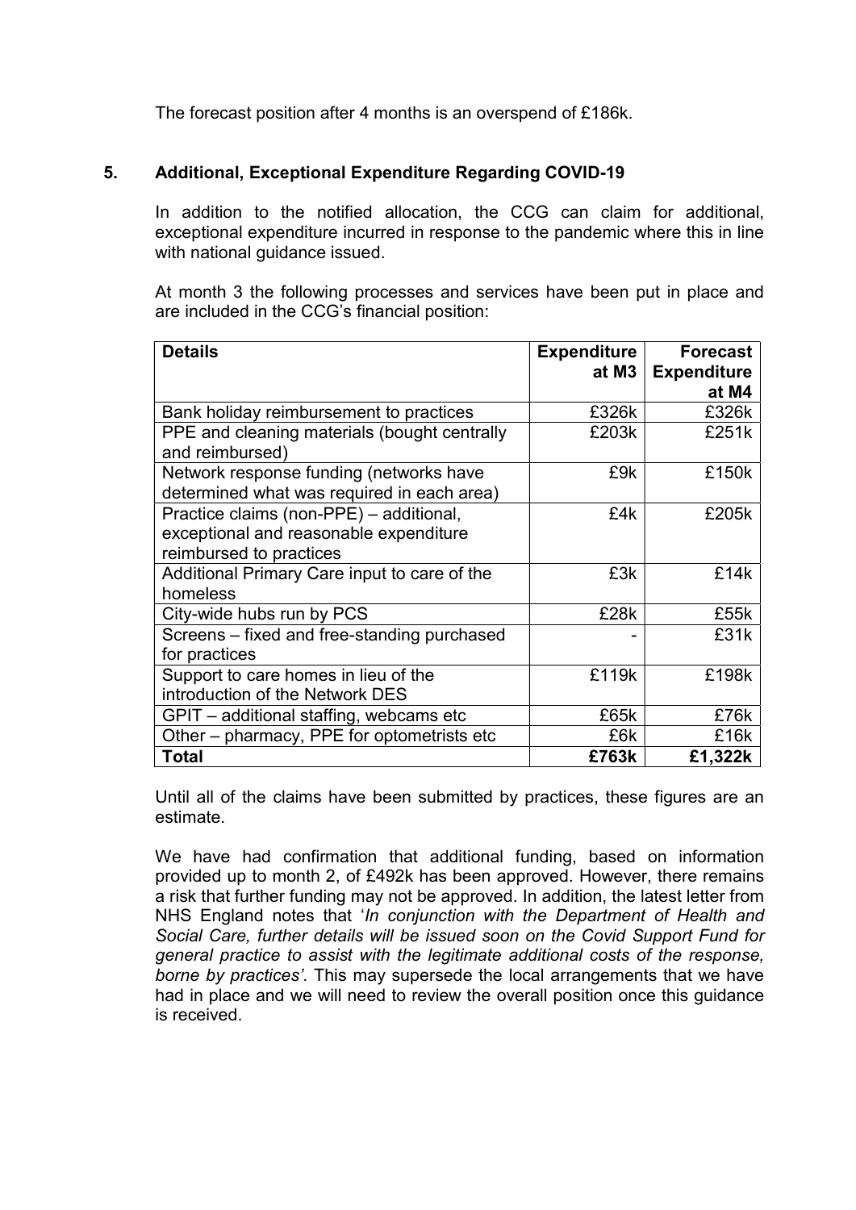The forecast position after 4 months is an overspend of £186k.

## 5. Additional, Exceptional Expenditure Regarding COVID-19

In addition to the notified allocation, the CCG can claim for additional, exceptional expenditure incurred in response to the pandemic where this in line with national guidance issued.

At month 3 the following processes and services have been put in place and are included in the CCG's financial position:

| Details | Expenditure at M3 | Forecast Expenditure at M4 |
|---|---|---|
| Bank holiday reimbursement to practices | £326k | £326k |
| PPE and cleaning materials (bought centrally and reimbursed) | £203k | £251k |
| Network response funding (networks have determined what was required in each area) | £9k | £150k |
| Practice claims (non-PPE) – additional, exceptional and reasonable expenditure reimbursed to practices | £4k | £205k |
| Additional Primary Care input to care of the homeless | £3k | £14k |
| City-wide hubs run by PCS | £28k | £55k |
| Screens – fixed and free-standing purchased for practices | - | £31k |
| Support to care homes in lieu of the introduction of the Network DES | £119k | £198k |
| GPIT – additional staffing, webcams etc | £65k | £76k |
| Other – pharmacy, PPE for optometrists etc | £6k | £16k |
| **Total** | **£763k** | **£1,322k** |

Until all of the claims have been submitted by practices, these figures are an estimate.

We have had confirmation that additional funding, based on information provided up to month 2, of £492k has been approved. However, there remains a risk that further funding may not be approved. In addition, the latest letter from NHS England notes that '*In conjunction with the Department of Health and Social Care, further details will be issued soon on the Covid Support Fund for general practice to assist with the legitimate additional costs of the response, borne by practices'*. This may supersede the local arrangements that we have had in place and we will need to review the overall position once this guidance is received.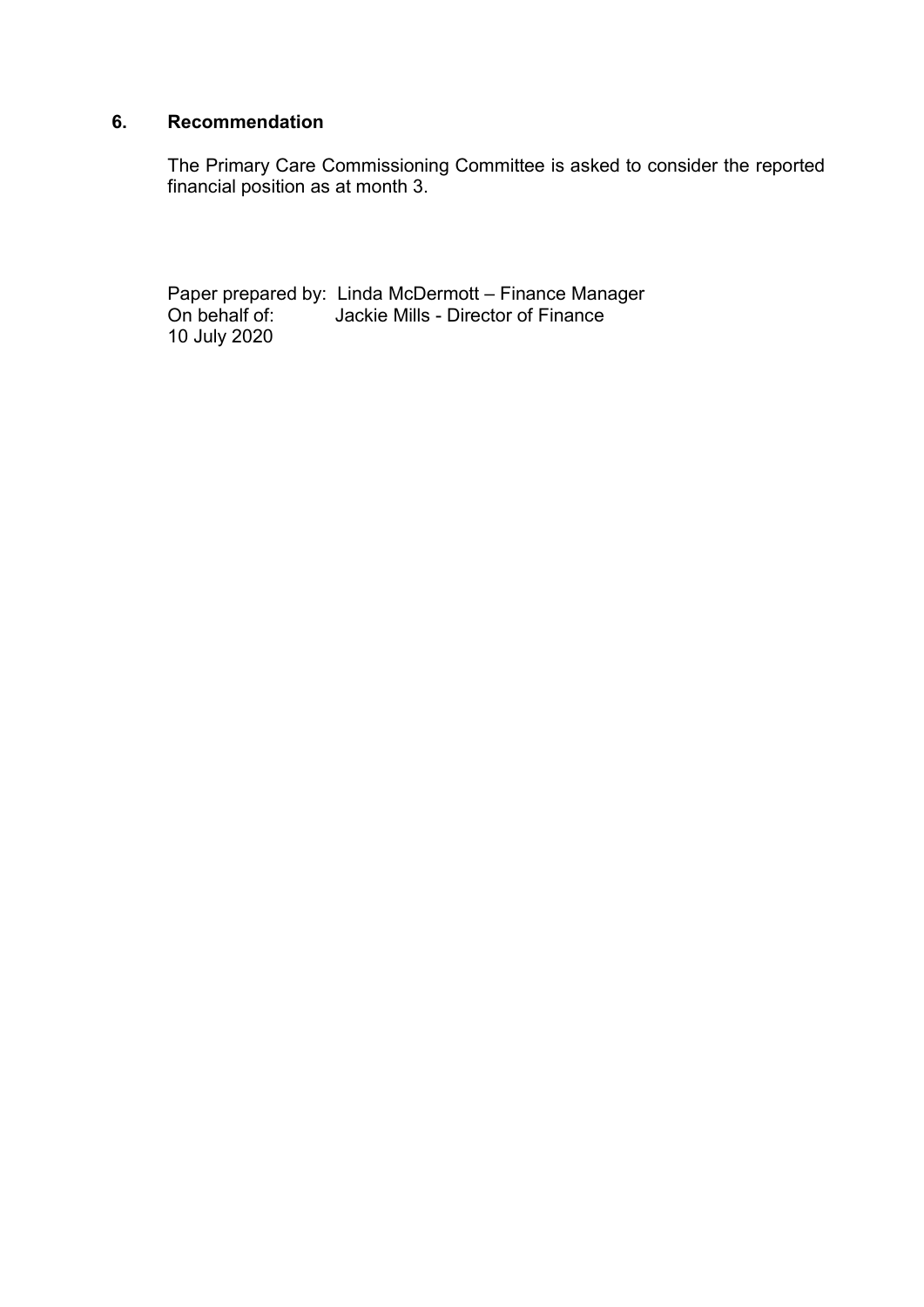## 6. Recommendation

The Primary Care Commissioning Committee is asked to consider the reported financial position as at month 3.

Paper prepared by: Linda McDermott – Finance Manager
On behalf of: Jackie Mills - Director of Finance
10 July 2020